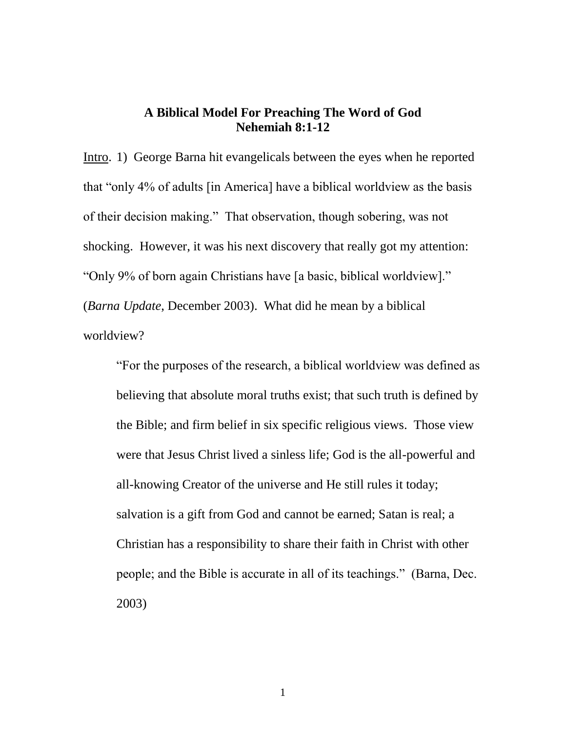**A Biblical Model For Preaching The Word of God**
**Nehemiah 8:1-12**

Intro. 1) George Barna hit evangelicals between the eyes when he reported that "only 4% of adults [in America] have a biblical worldview as the basis of their decision making." That observation, though sobering, was not shocking. However, it was his next discovery that really got my attention: "Only 9% of born again Christians have [a basic, biblical worldview]." (*Barna Update,* December 2003). What did he mean by a biblical worldview?

> "For the purposes of the research, a biblical worldview was defined as believing that absolute moral truths exist; that such truth is defined by the Bible; and firm belief in six specific religious views. Those view were that Jesus Christ lived a sinless life; God is the all-powerful and all-knowing Creator of the universe and He still rules it today; salvation is a gift from God and cannot be earned; Satan is real; a Christian has a responsibility to share their faith in Christ with other people; and the Bible is accurate in all of its teachings." (Barna, Dec. 2003)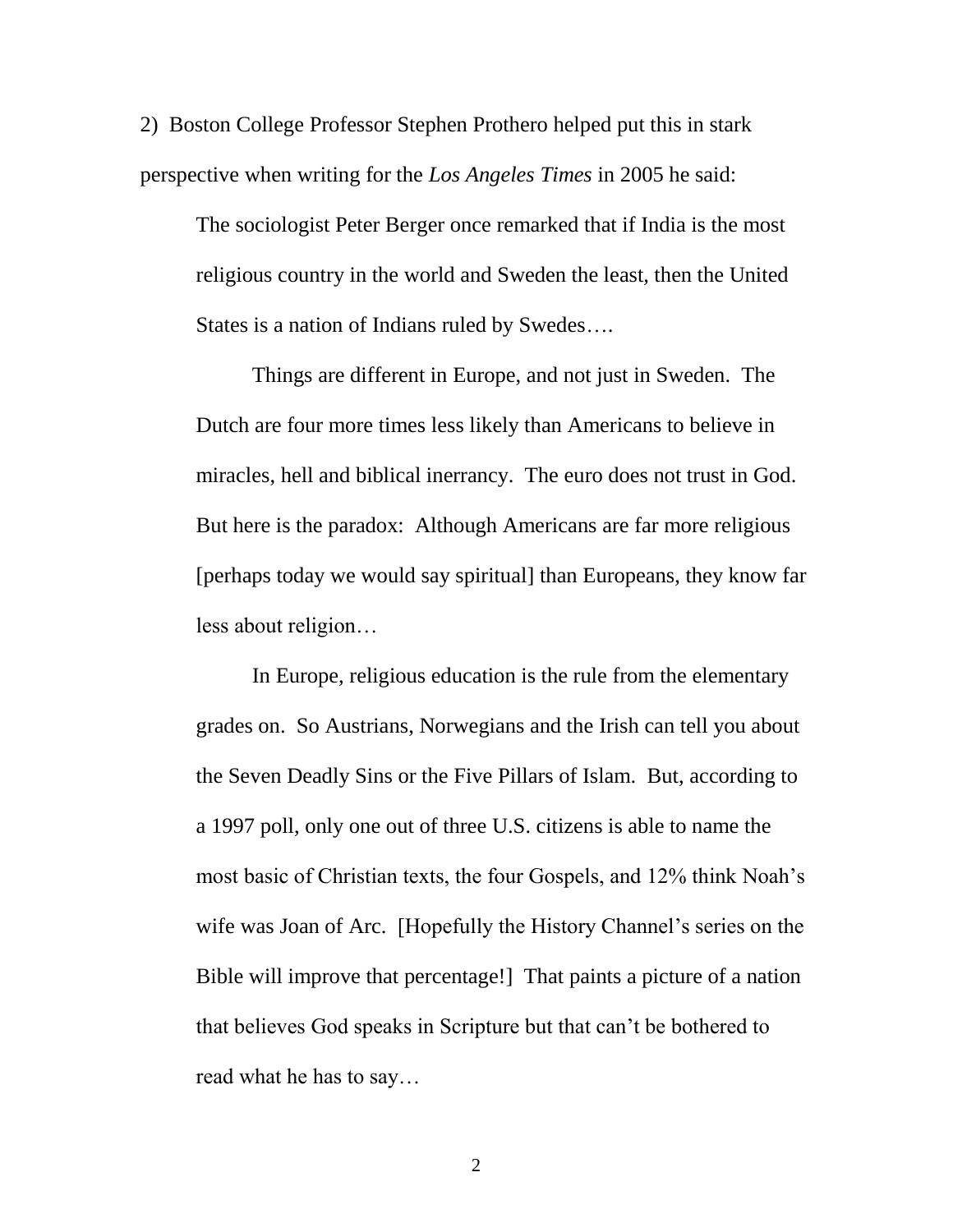2) Boston College Professor Stephen Prothero helped put this in stark perspective when writing for the *Los Angeles Times* in 2005 he said:

> The sociologist Peter Berger once remarked that if India is the most religious country in the world and Sweden the least, then the United States is a nation of Indians ruled by Swedes….
>
> Things are different in Europe, and not just in Sweden. The Dutch are four more times less likely than Americans to believe in miracles, hell and biblical inerrancy. The euro does not trust in God. But here is the paradox: Although Americans are far more religious [perhaps today we would say spiritual] than Europeans, they know far less about religion…
>
> In Europe, religious education is the rule from the elementary grades on. So Austrians, Norwegians and the Irish can tell you about the Seven Deadly Sins or the Five Pillars of Islam. But, according to a 1997 poll, only one out of three U.S. citizens is able to name the most basic of Christian texts, the four Gospels, and 12% think Noah's wife was Joan of Arc. [Hopefully the History Channel's series on the Bible will improve that percentage!] That paints a picture of a nation that believes God speaks in Scripture but that can't be bothered to read what he has to say…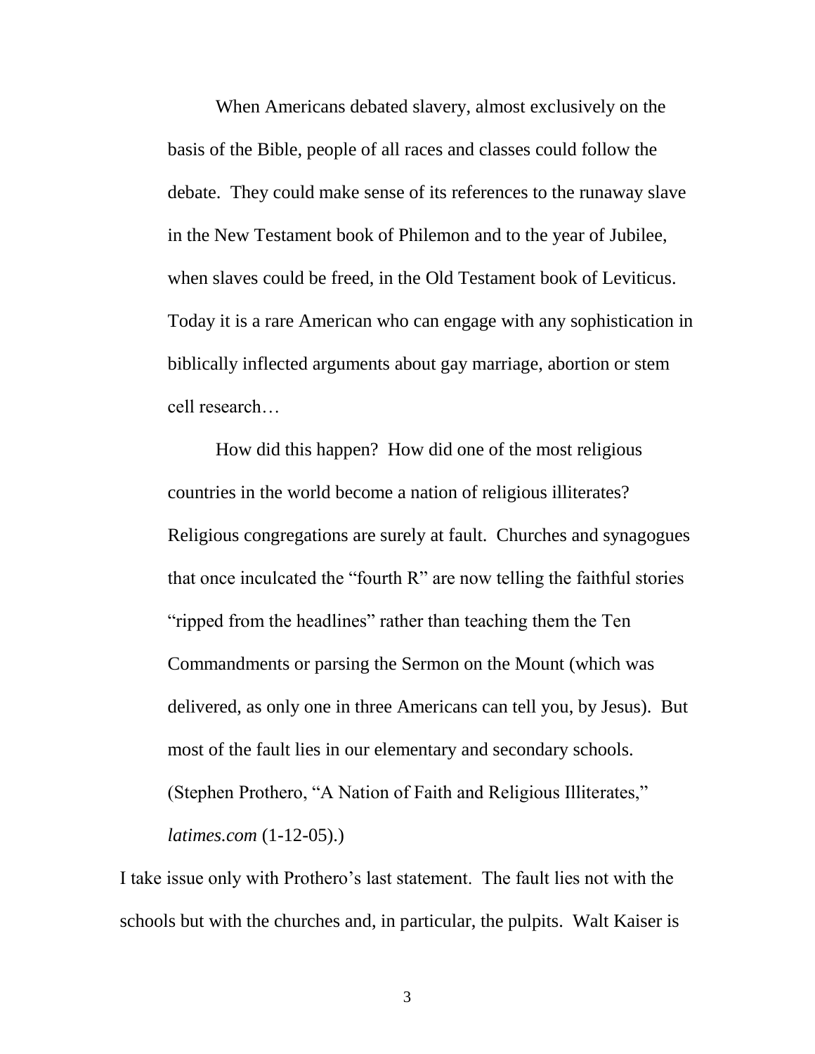> When Americans debated slavery, almost exclusively on the basis of the Bible, people of all races and classes could follow the debate. They could make sense of its references to the runaway slave in the New Testament book of Philemon and to the year of Jubilee, when slaves could be freed, in the Old Testament book of Leviticus. Today it is a rare American who can engage with any sophistication in biblically inflected arguments about gay marriage, abortion or stem cell research…
>
> How did this happen? How did one of the most religious countries in the world become a nation of religious illiterates? Religious congregations are surely at fault. Churches and synagogues that once inculcated the "fourth R" are now telling the faithful stories "ripped from the headlines" rather than teaching them the Ten Commandments or parsing the Sermon on the Mount (which was delivered, as only one in three Americans can tell you, by Jesus). But most of the fault lies in our elementary and secondary schools. (Stephen Prothero, "A Nation of Faith and Religious Illiterates," *latimes.com* (1-12-05).)

I take issue only with Prothero's last statement. The fault lies not with the schools but with the churches and, in particular, the pulpits. Walt Kaiser is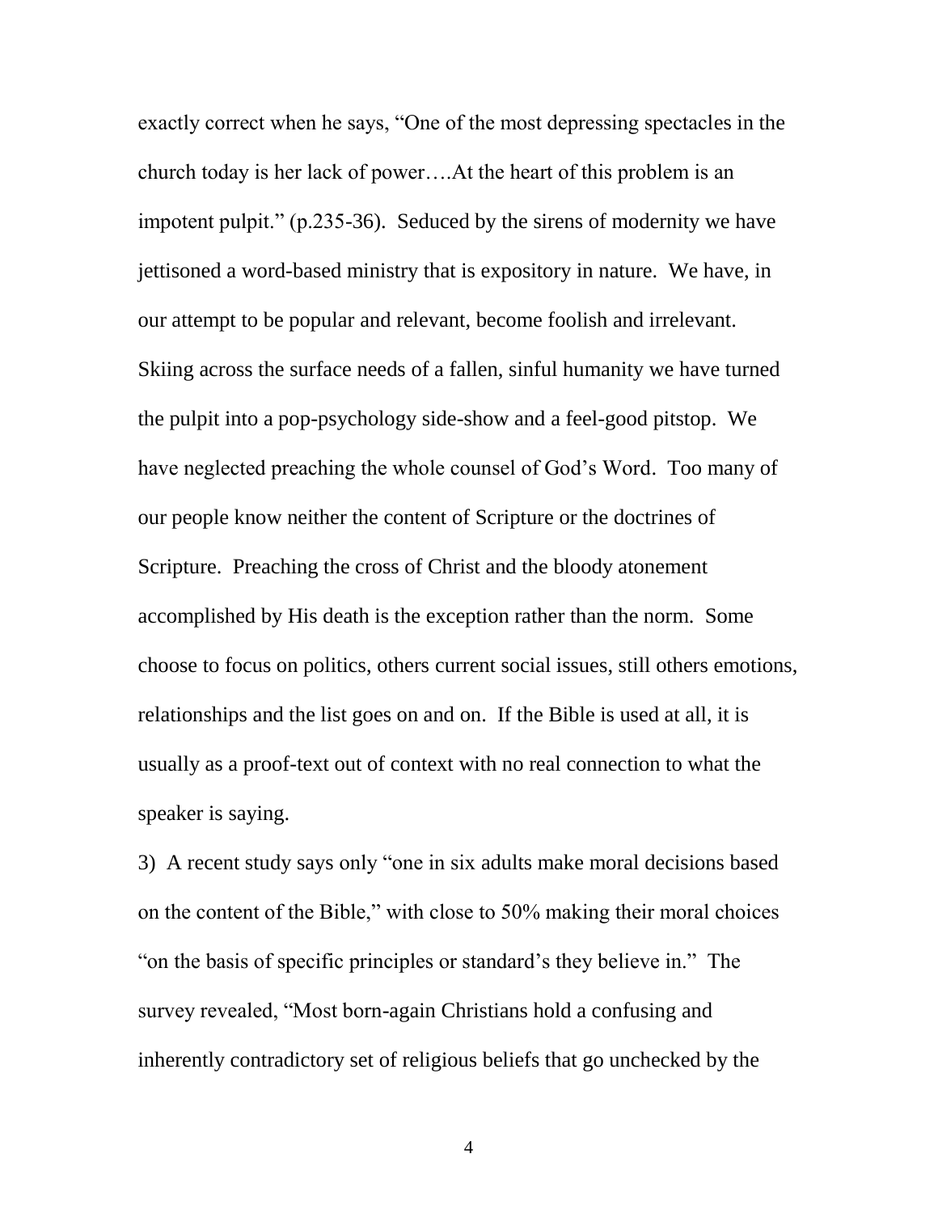exactly correct when he says, “One of the most depressing spectacles in the church today is her lack of power….At the heart of this problem is an impotent pulpit.” (p.235-36). Seduced by the sirens of modernity we have jettisoned a word-based ministry that is expository in nature. We have, in our attempt to be popular and relevant, become foolish and irrelevant. Skiing across the surface needs of a fallen, sinful humanity we have turned the pulpit into a pop-psychology side-show and a feel-good pitstop. We have neglected preaching the whole counsel of God’s Word. Too many of our people know neither the content of Scripture or the doctrines of Scripture. Preaching the cross of Christ and the bloody atonement accomplished by His death is the exception rather than the norm. Some choose to focus on politics, others current social issues, still others emotions, relationships and the list goes on and on. If the Bible is used at all, it is usually as a proof-text out of context with no real connection to what the speaker is saying.

3) A recent study says only “one in six adults make moral decisions based on the content of the Bible,” with close to 50% making their moral choices “on the basis of specific principles or standard’s they believe in.” The survey revealed, “Most born-again Christians hold a confusing and inherently contradictory set of religious beliefs that go unchecked by the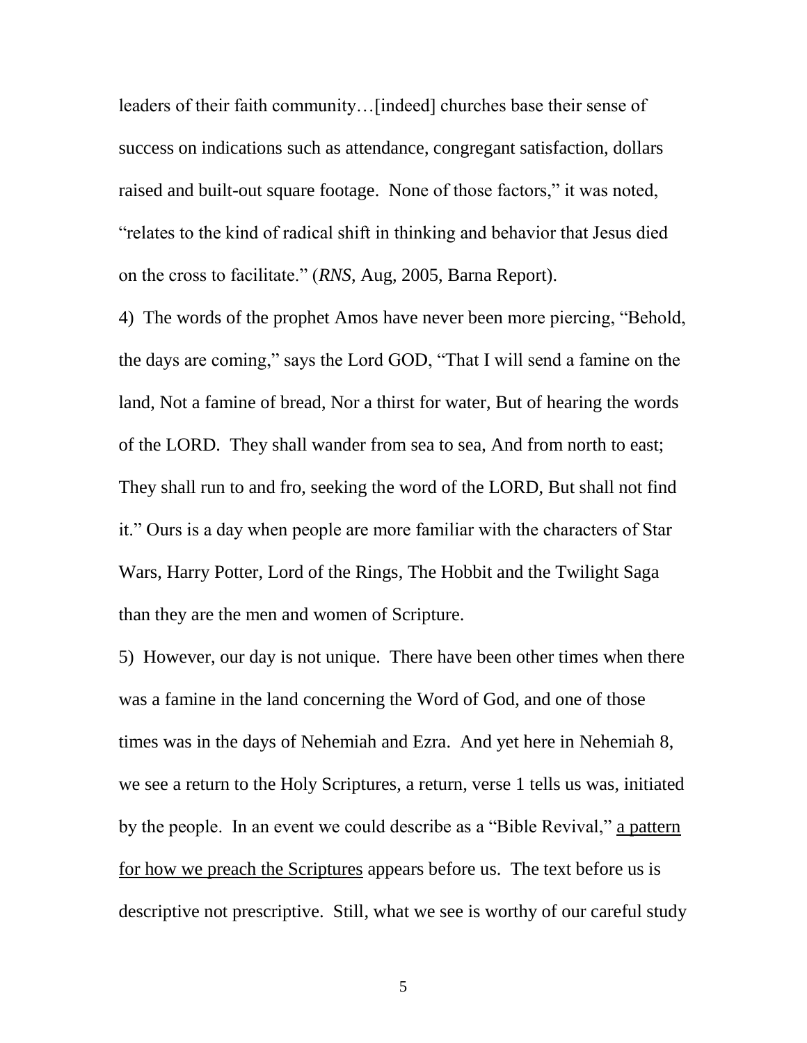leaders of their faith community…[indeed] churches base their sense of success on indications such as attendance, congregant satisfaction, dollars raised and built-out square footage. None of those factors," it was noted, "relates to the kind of radical shift in thinking and behavior that Jesus died on the cross to facilitate." (*RNS*, Aug, 2005, Barna Report).

4) The words of the prophet Amos have never been more piercing, "Behold, the days are coming," says the Lord GOD, "That I will send a famine on the land, Not a famine of bread, Nor a thirst for water, But of hearing the words of the LORD. They shall wander from sea to sea, And from north to east; They shall run to and fro, seeking the word of the LORD, But shall not find it." Ours is a day when people are more familiar with the characters of Star Wars, Harry Potter, Lord of the Rings, The Hobbit and the Twilight Saga than they are the men and women of Scripture.

5) However, our day is not unique. There have been other times when there was a famine in the land concerning the Word of God, and one of those times was in the days of Nehemiah and Ezra. And yet here in Nehemiah 8, we see a return to the Holy Scriptures, a return, verse 1 tells us was, initiated by the people. In an event we could describe as a "Bible Revival," <u>a pattern for how we preach the Scriptures</u> appears before us. The text before us is descriptive not prescriptive. Still, what we see is worthy of our careful study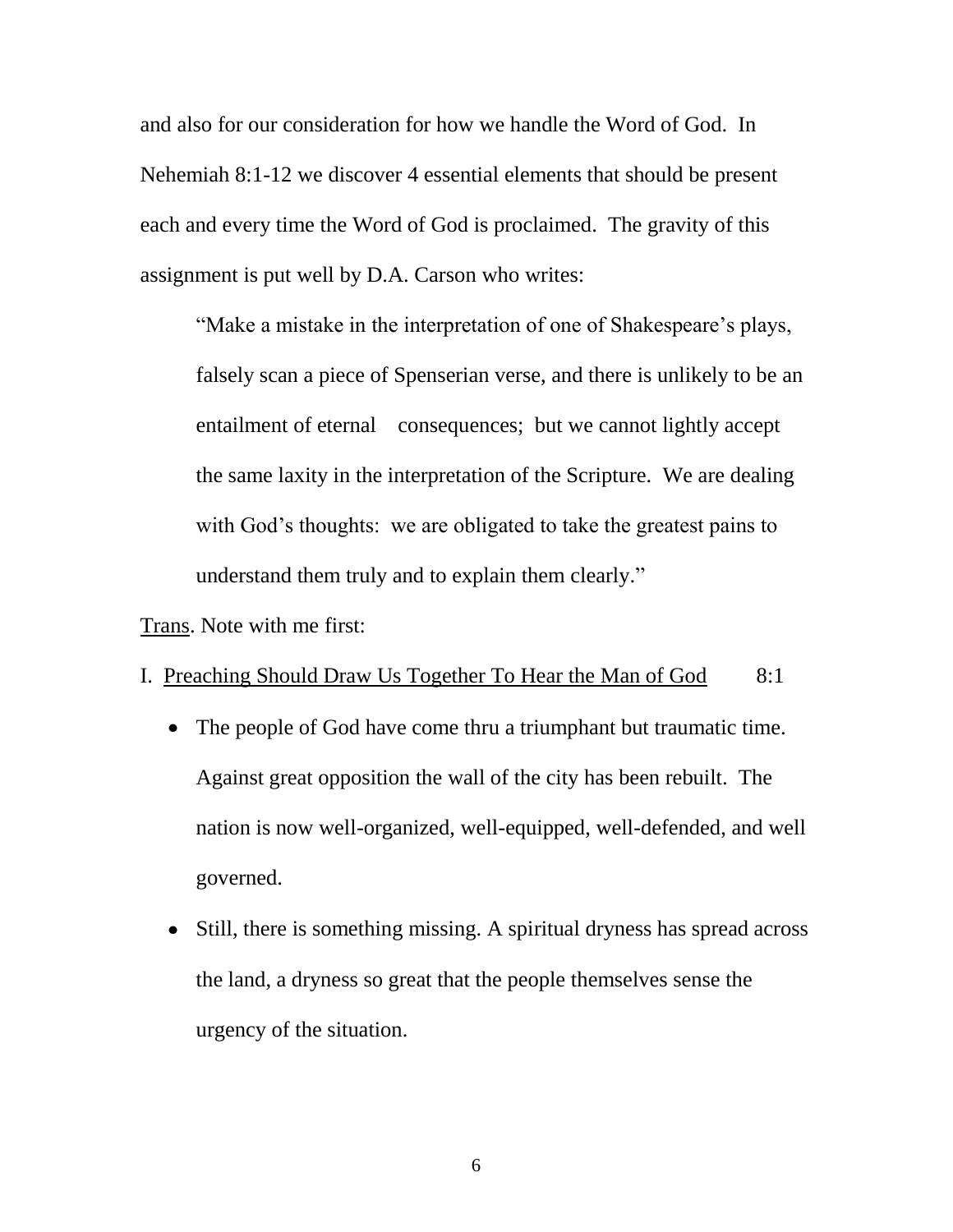and also for our consideration for how we handle the Word of God. In Nehemiah 8:1-12 we discover 4 essential elements that should be present each and every time the Word of God is proclaimed. The gravity of this assignment is put well by D.A. Carson who writes:

> "Make a mistake in the interpretation of one of Shakespeare's plays, falsely scan a piece of Spenserian verse, and there is unlikely to be an entailment of eternal consequences; but we cannot lightly accept the same laxity in the interpretation of the Scripture. We are dealing with God's thoughts: we are obligated to take the greatest pains to understand them truly and to explain them clearly."

<u>Trans</u>. Note with me first:

I. <u>Preaching Should Draw Us Together To Hear the Man of God</u> 8:1

- The people of God have come thru a triumphant but traumatic time. Against great opposition the wall of the city has been rebuilt. The nation is now well-organized, well-equipped, well-defended, and well governed.
- Still, there is something missing. A spiritual dryness has spread across the land, a dryness so great that the people themselves sense the urgency of the situation.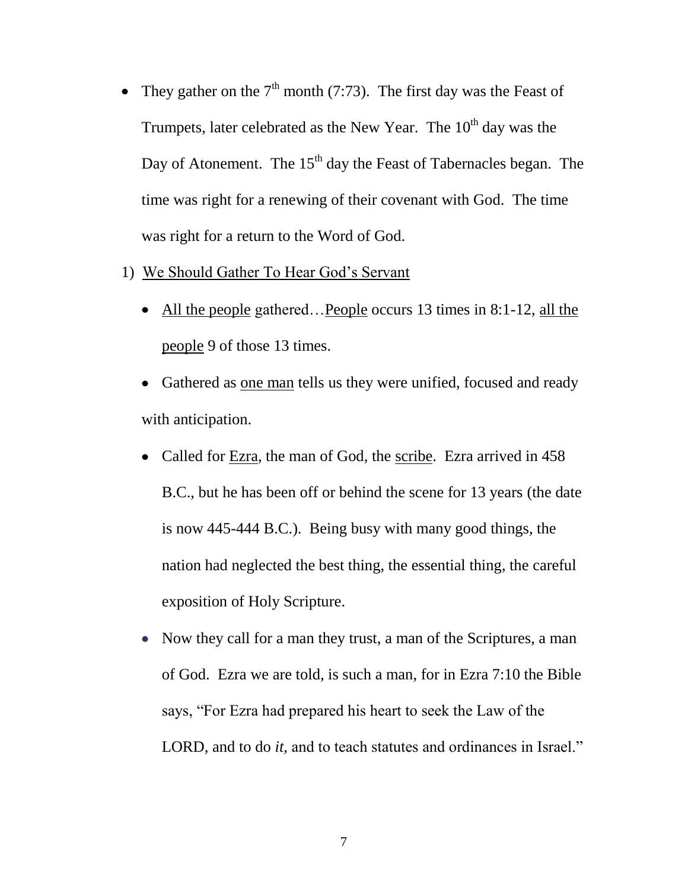- They gather on the 7th month (7:73). The first day was the Feast of Trumpets, later celebrated as the New Year. The 10th day was the Day of Atonement. The 15th day the Feast of Tabernacles began. The time was right for a renewing of their covenant with God. The time was right for a return to the Word of God.

1) We Should Gather To Hear God's Servant

   - All the people gathered…People occurs 13 times in 8:1-12, all the people 9 of those 13 times.
   - Gathered as one man tells us they were unified, focused and ready with anticipation.
   - Called for Ezra, the man of God, the scribe. Ezra arrived in 458 B.C., but he has been off or behind the scene for 13 years (the date is now 445-444 B.C.). Being busy with many good things, the nation had neglected the best thing, the essential thing, the careful exposition of Holy Scripture.
   - Now they call for a man they trust, a man of the Scriptures, a man of God. Ezra we are told, is such a man, for in Ezra 7:10 the Bible says, "For Ezra had prepared his heart to seek the Law of the LORD, and to do *it,* and to teach statutes and ordinances in Israel."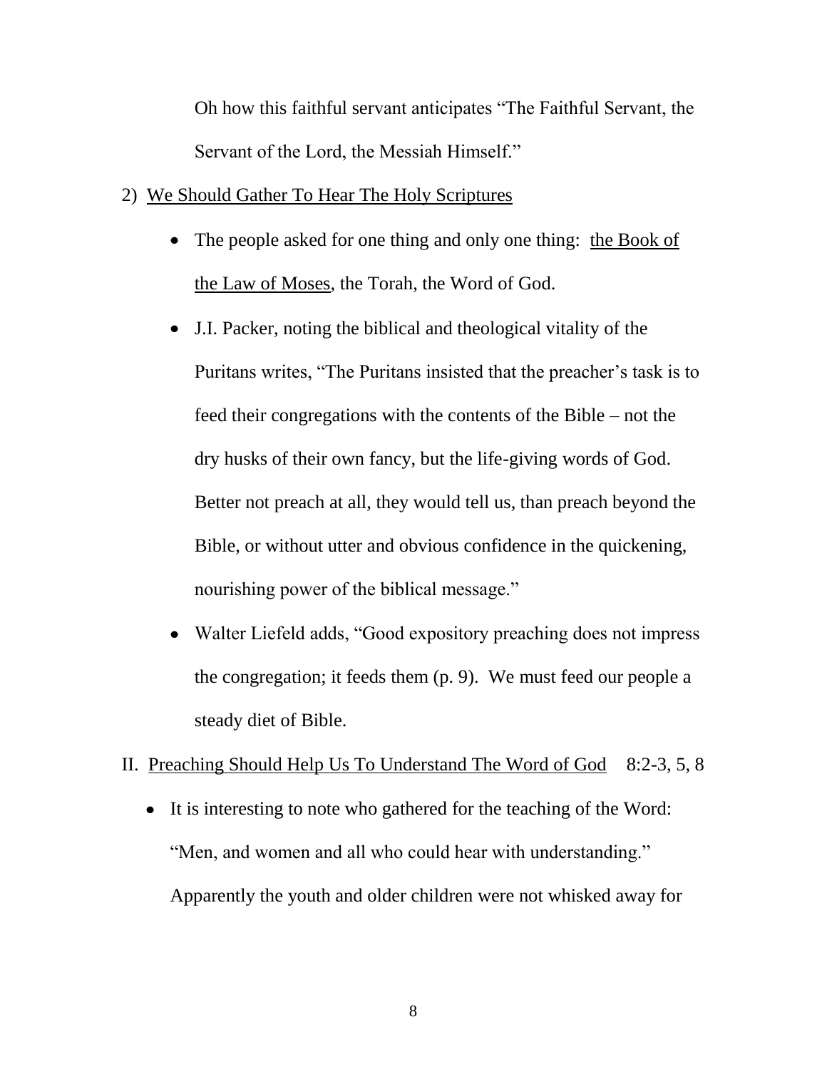Oh how this faithful servant anticipates "The Faithful Servant, the Servant of the Lord, the Messiah Himself."

2) <u>We Should Gather To Hear The Holy Scriptures</u>

- The people asked for one thing and only one thing: <u>the Book of the Law of Moses</u>, the Torah, the Word of God.
- J.I. Packer, noting the biblical and theological vitality of the Puritans writes, "The Puritans insisted that the preacher's task is to feed their congregations with the contents of the Bible – not the dry husks of their own fancy, but the life-giving words of God. Better not preach at all, they would tell us, than preach beyond the Bible, or without utter and obvious confidence in the quickening, nourishing power of the biblical message."
- Walter Liefeld adds, "Good expository preaching does not impress the congregation; it feeds them (p. 9). We must feed our people a steady diet of Bible.

II. <u>Preaching Should Help Us To Understand The Word of God</u> 8:2-3, 5, 8

- It is interesting to note who gathered for the teaching of the Word: "Men, and women and all who could hear with understanding." Apparently the youth and older children were not whisked away for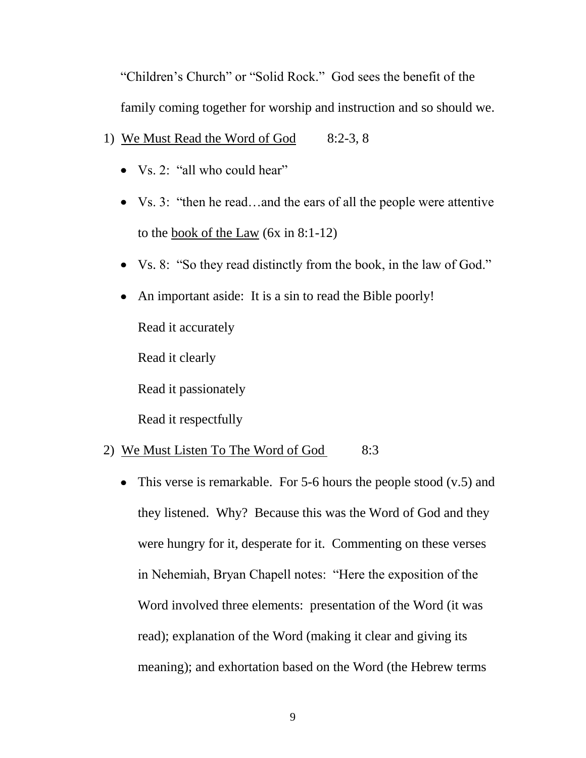"Children's Church" or "Solid Rock." God sees the benefit of the family coming together for worship and instruction and so should we.

1) <u>We Must Read the Word of God</u> 8:2-3, 8

- Vs. 2: "all who could hear"
- Vs. 3: "then he read…and the ears of all the people were attentive to the <u>book of the Law</u> (6x in 8:1-12)
- Vs. 8: "So they read distinctly from the book, in the law of God."
- An important aside: It is a sin to read the Bible poorly!

  Read it accurately

  Read it clearly

  Read it passionately

  Read it respectfully

2) <u>We Must Listen To The Word of God</u> 8:3

- This verse is remarkable. For 5-6 hours the people stood (v.5) and they listened. Why? Because this was the Word of God and they were hungry for it, desperate for it. Commenting on these verses in Nehemiah, Bryan Chapell notes: "Here the exposition of the Word involved three elements: presentation of the Word (it was read); explanation of the Word (making it clear and giving its meaning); and exhortation based on the Word (the Hebrew terms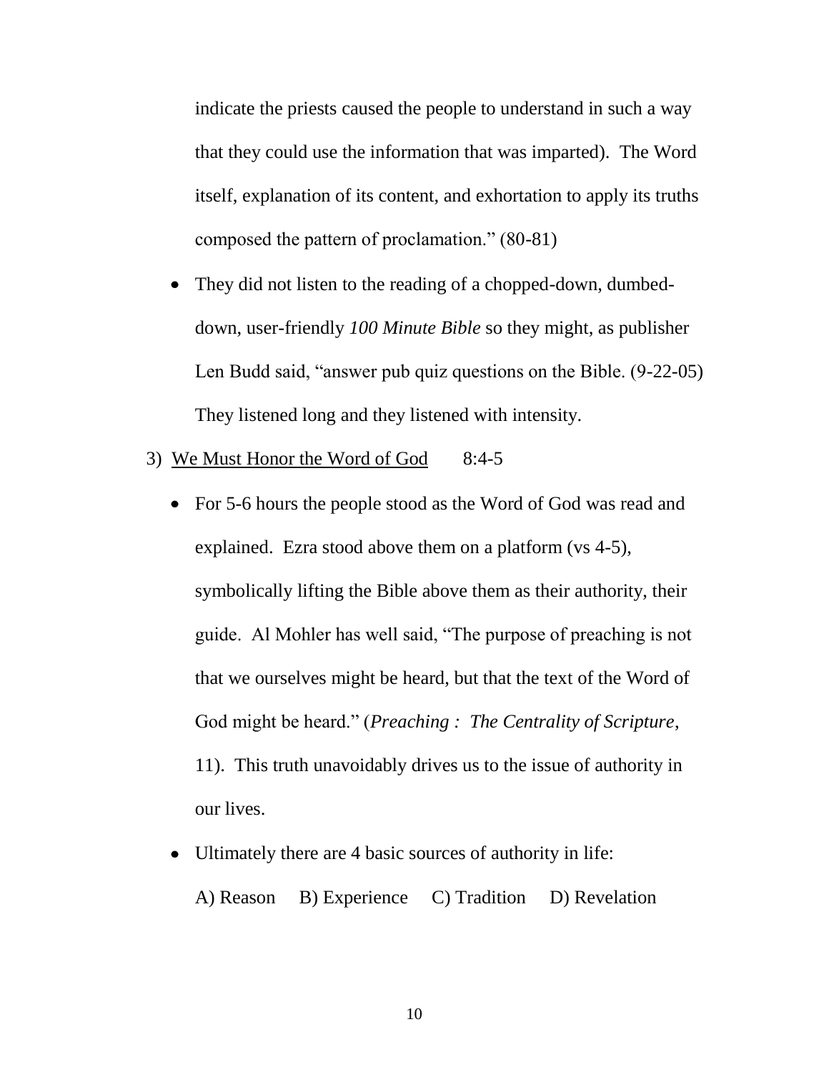indicate the priests caused the people to understand in such a way that they could use the information that was imparted). The Word itself, explanation of its content, and exhortation to apply its truths composed the pattern of proclamation." (80-81)

- They did not listen to the reading of a chopped-down, dumbed-down, user-friendly *100 Minute Bible* so they might, as publisher Len Budd said, "answer pub quiz questions on the Bible. (9-22-05) They listened long and they listened with intensity.

3) <u>We Must Honor the Word of God</u>  8:4-5

- For 5-6 hours the people stood as the Word of God was read and explained. Ezra stood above them on a platform (vs 4-5), symbolically lifting the Bible above them as their authority, their guide. Al Mohler has well said, "The purpose of preaching is not that we ourselves might be heard, but that the text of the Word of God might be heard." (*Preaching : The Centrality of Scripture*, 11). This truth unavoidably drives us to the issue of authority in our lives.

- Ultimately there are 4 basic sources of authority in life:

  A) Reason  B) Experience  C) Tradition  D) Revelation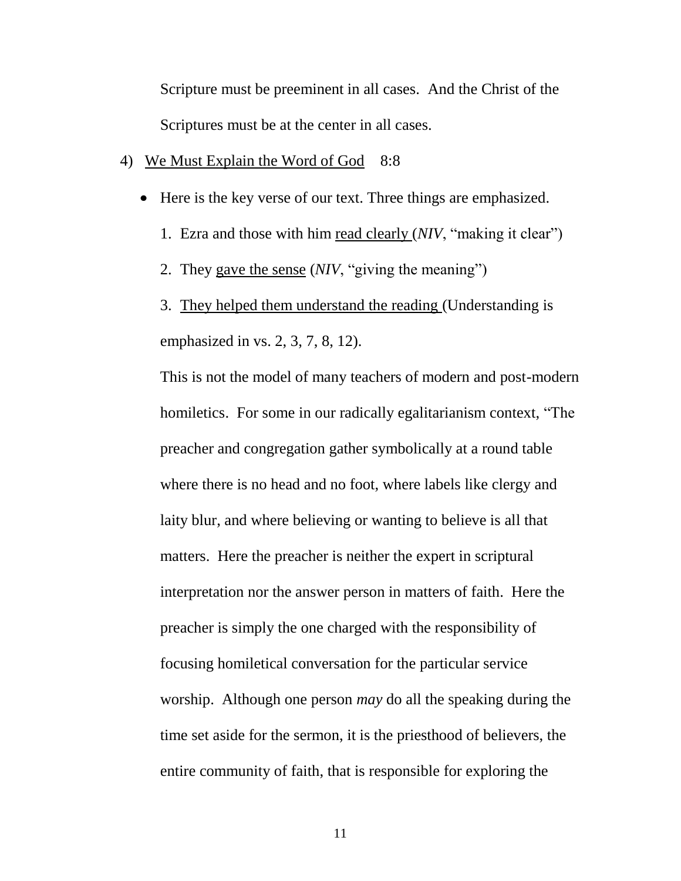Scripture must be preeminent in all cases. And the Christ of the Scriptures must be at the center in all cases.

4) <u>We Must Explain the Word of God</u> 8:8

- Here is the key verse of our text. Three things are emphasized.

  1. Ezra and those with him <u>read clearly</u> (*NIV*, "making it clear")
  2. They <u>gave the sense</u> (*NIV*, "giving the meaning")
  3. <u>They helped them understand the reading</u> (Understanding is emphasized in vs. 2, 3, 7, 8, 12).

  This is not the model of many teachers of modern and post-modern homiletics. For some in our radically egalitarianism context, "The preacher and congregation gather symbolically at a round table where there is no head and no foot, where labels like clergy and laity blur, and where believing or wanting to believe is all that matters. Here the preacher is neither the expert in scriptural interpretation nor the answer person in matters of faith. Here the preacher is simply the one charged with the responsibility of focusing homiletical conversation for the particular service worship. Although one person *may* do all the speaking during the time set aside for the sermon, it is the priesthood of believers, the entire community of faith, that is responsible for exploring the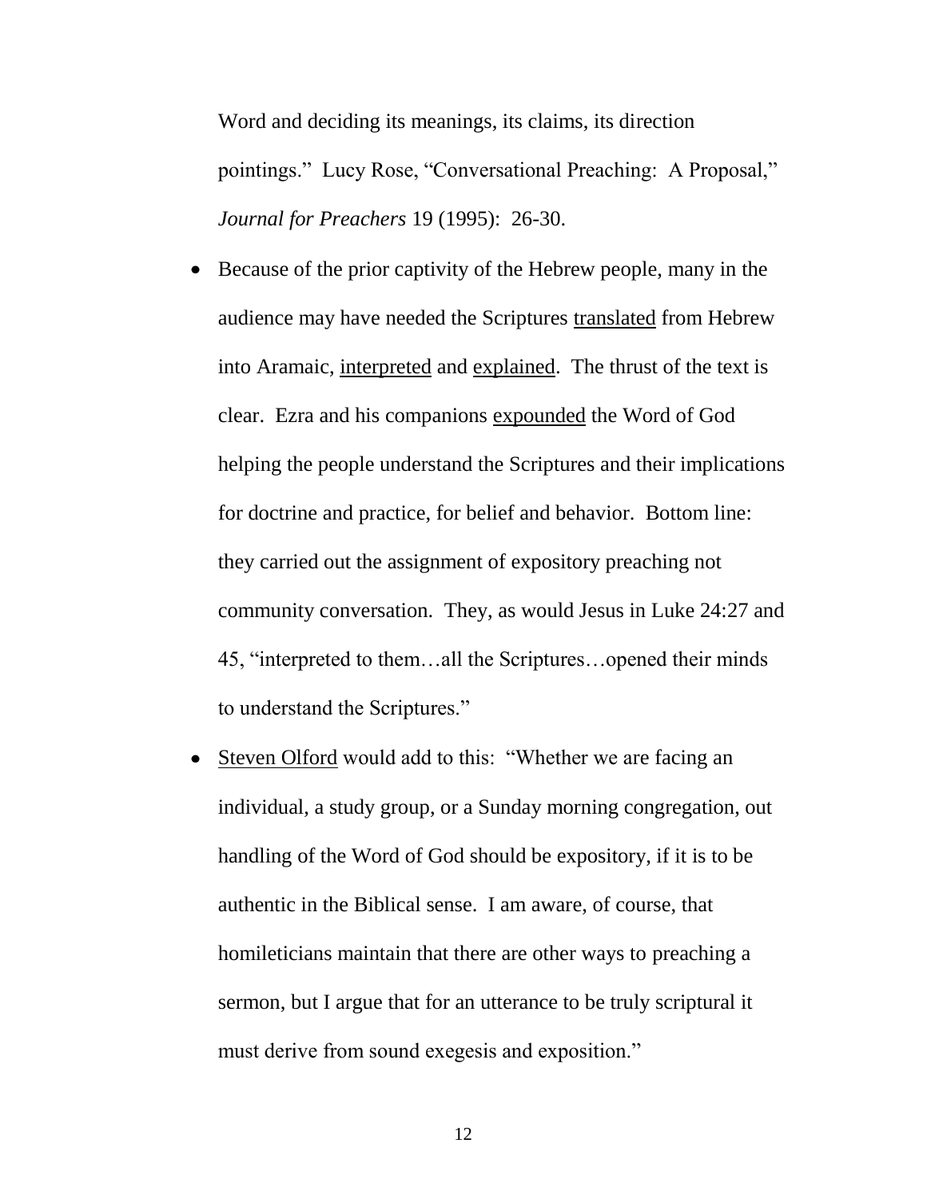Word and deciding its meanings, its claims, its direction pointings." Lucy Rose, "Conversational Preaching: A Proposal," *Journal for Preachers* 19 (1995): 26-30.

- Because of the prior captivity of the Hebrew people, many in the audience may have needed the Scriptures <u>translated</u> from Hebrew into Aramaic, <u>interpreted</u> and <u>explained</u>. The thrust of the text is clear. Ezra and his companions <u>expounded</u> the Word of God helping the people understand the Scriptures and their implications for doctrine and practice, for belief and behavior. Bottom line: they carried out the assignment of expository preaching not community conversation. They, as would Jesus in Luke 24:27 and 45, "interpreted to them…all the Scriptures…opened their minds to understand the Scriptures."
- <u>Steven Olford</u> would add to this: "Whether we are facing an individual, a study group, or a Sunday morning congregation, out handling of the Word of God should be expository, if it is to be authentic in the Biblical sense. I am aware, of course, that homileticians maintain that there are other ways to preaching a sermon, but I argue that for an utterance to be truly scriptural it must derive from sound exegesis and exposition."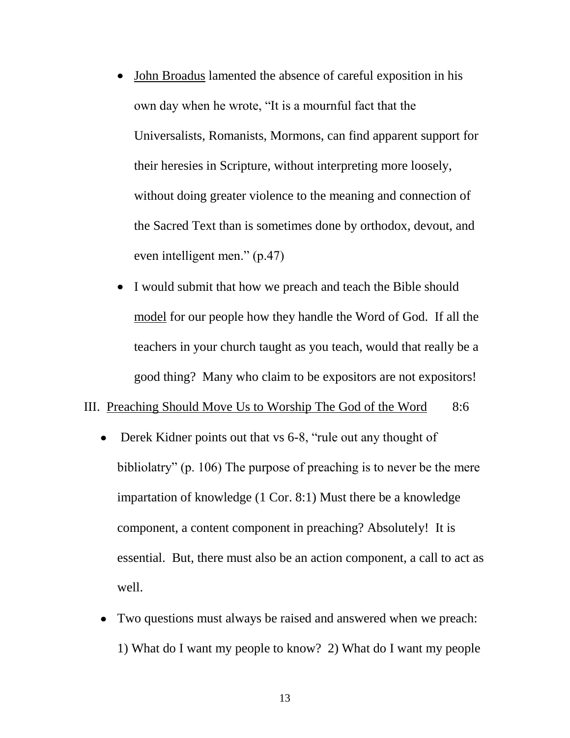- John Broadus lamented the absence of careful exposition in his own day when he wrote, "It is a mournful fact that the Universalists, Romanists, Mormons, can find apparent support for their heresies in Scripture, without interpreting more loosely, without doing greater violence to the meaning and connection of the Sacred Text than is sometimes done by orthodox, devout, and even intelligent men." (p.47)

- I would submit that how we preach and teach the Bible should model for our people how they handle the Word of God. If all the teachers in your church taught as you teach, would that really be a good thing? Many who claim to be expositors are not expositors!

III. Preaching Should Move Us to Worship The God of the Word 8:6

- Derek Kidner points out that vs 6-8, "rule out any thought of bibliolatry" (p. 106) The purpose of preaching is to never be the mere impartation of knowledge (1 Cor. 8:1) Must there be a knowledge component, a content component in preaching? Absolutely! It is essential. But, there must also be an action component, a call to act as well.

- Two questions must always be raised and answered when we preach: 1) What do I want my people to know? 2) What do I want my people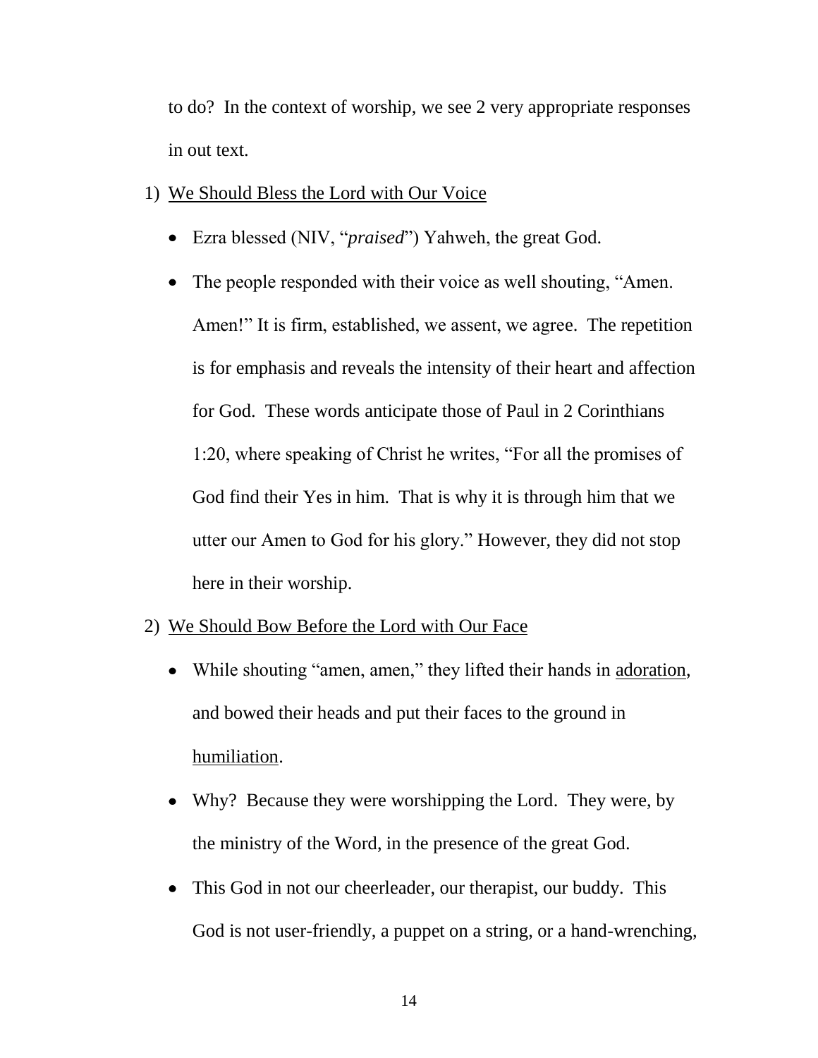to do? In the context of worship, we see 2 very appropriate responses in out text.

1) <u>We Should Bless the Lord with Our Voice</u>

   - Ezra blessed (NIV, "*praised*") Yahweh, the great God.
   - The people responded with their voice as well shouting, "Amen. Amen!" It is firm, established, we assent, we agree. The repetition is for emphasis and reveals the intensity of their heart and affection for God. These words anticipate those of Paul in 2 Corinthians 1:20, where speaking of Christ he writes, "For all the promises of God find their Yes in him. That is why it is through him that we utter our Amen to God for his glory." However, they did not stop here in their worship.

2) <u>We Should Bow Before the Lord with Our Face</u>

   - While shouting "amen, amen," they lifted their hands in <u>adoration</u>, and bowed their heads and put their faces to the ground in <u>humiliation</u>.
   - Why? Because they were worshipping the Lord. They were, by the ministry of the Word, in the presence of the great God.
   - This God in not our cheerleader, our therapist, our buddy. This God is not user-friendly, a puppet on a string, or a hand-wrenching,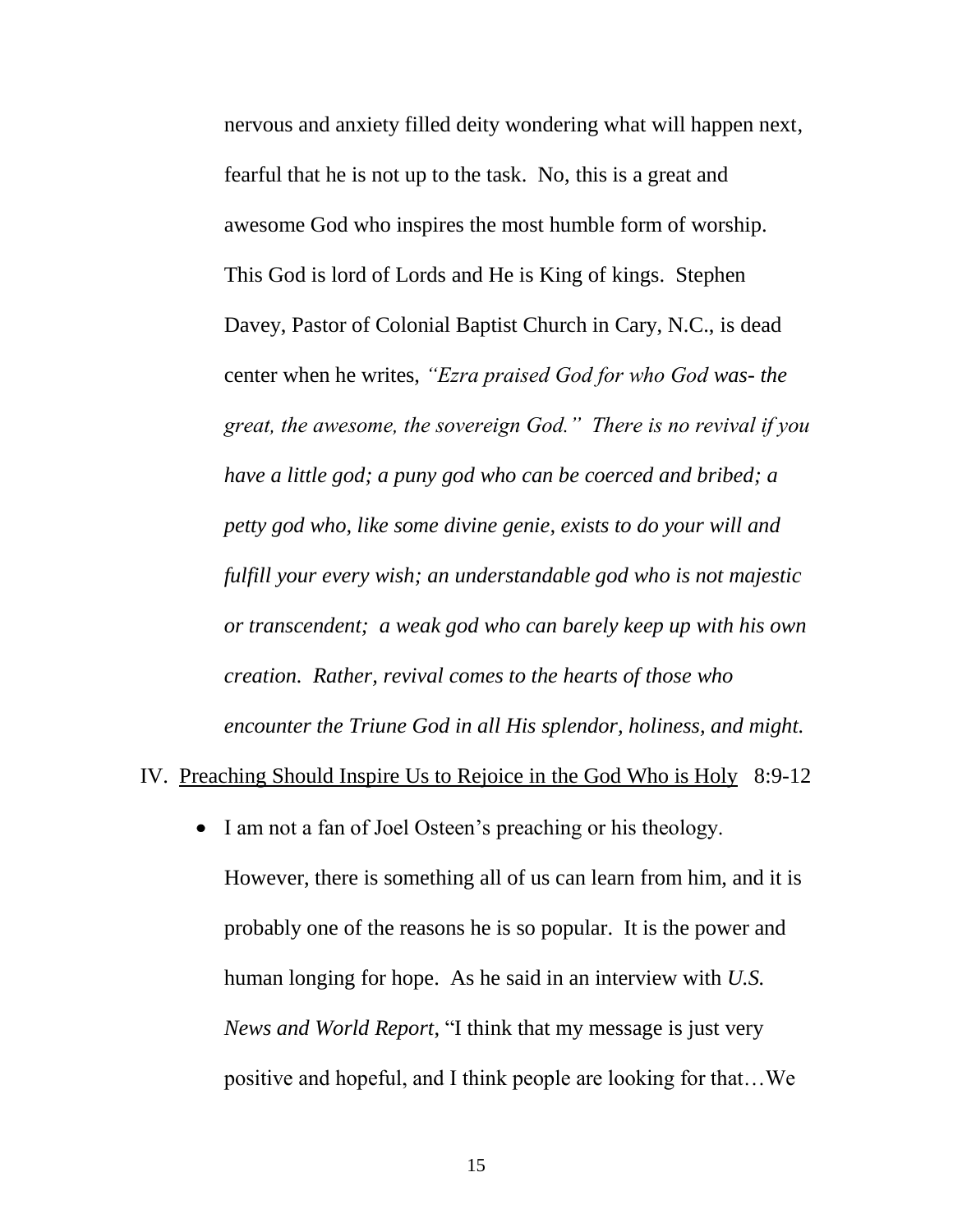nervous and anxiety filled deity wondering what will happen next, fearful that he is not up to the task. No, this is a great and awesome God who inspires the most humble form of worship. This God is lord of Lords and He is King of kings. Stephen Davey, Pastor of Colonial Baptist Church in Cary, N.C., is dead center when he writes, *"Ezra praised God for who God was- the great, the awesome, the sovereign God." There is no revival if you have a little god; a puny god who can be coerced and bribed; a petty god who, like some divine genie, exists to do your will and fulfill your every wish; an understandable god who is not majestic or transcendent; a weak god who can barely keep up with his own creation. Rather, revival comes to the hearts of those who encounter the Triune God in all His splendor, holiness, and might.*

IV. <u>Preaching Should Inspire Us to Rejoice in the God Who is Holy</u> 8:9-12

- I am not a fan of Joel Osteen's preaching or his theology. However, there is something all of us can learn from him, and it is probably one of the reasons he is so popular. It is the power and human longing for hope. As he said in an interview with *U.S. News and World Report*, "I think that my message is just very positive and hopeful, and I think people are looking for that…We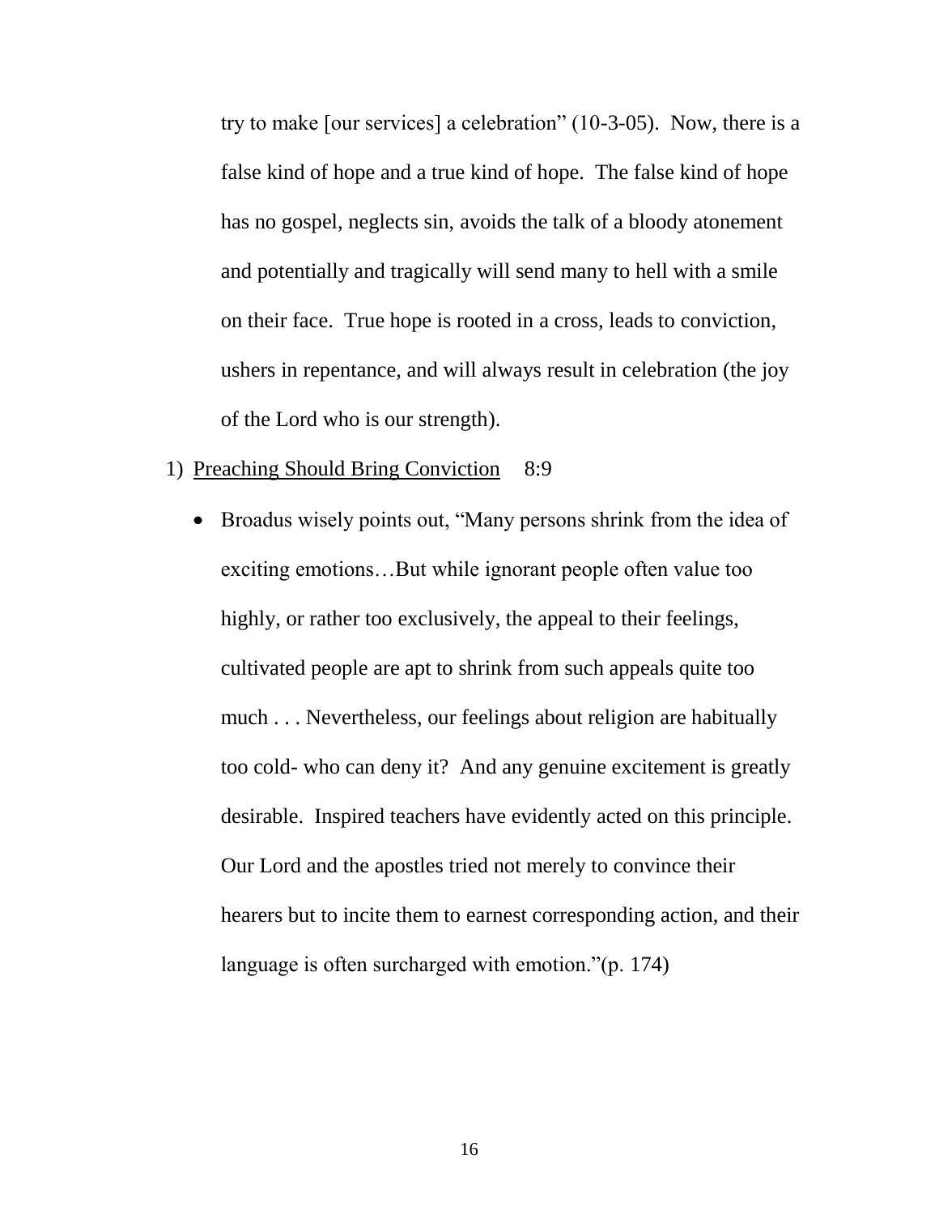try to make [our services] a celebration" (10-3-05). Now, there is a false kind of hope and a true kind of hope. The false kind of hope has no gospel, neglects sin, avoids the talk of a bloody atonement and potentially and tragically will send many to hell with a smile on their face. True hope is rooted in a cross, leads to conviction, ushers in repentance, and will always result in celebration (the joy of the Lord who is our strength).

1) <u>Preaching Should Bring Conviction</u> 8:9

   - Broadus wisely points out, "Many persons shrink from the idea of exciting emotions…But while ignorant people often value too highly, or rather too exclusively, the appeal to their feelings, cultivated people are apt to shrink from such appeals quite too much . . . Nevertheless, our feelings about religion are habitually too cold- who can deny it? And any genuine excitement is greatly desirable. Inspired teachers have evidently acted on this principle. Our Lord and the apostles tried not merely to convince their hearers but to incite them to earnest corresponding action, and their language is often surcharged with emotion."(p. 174)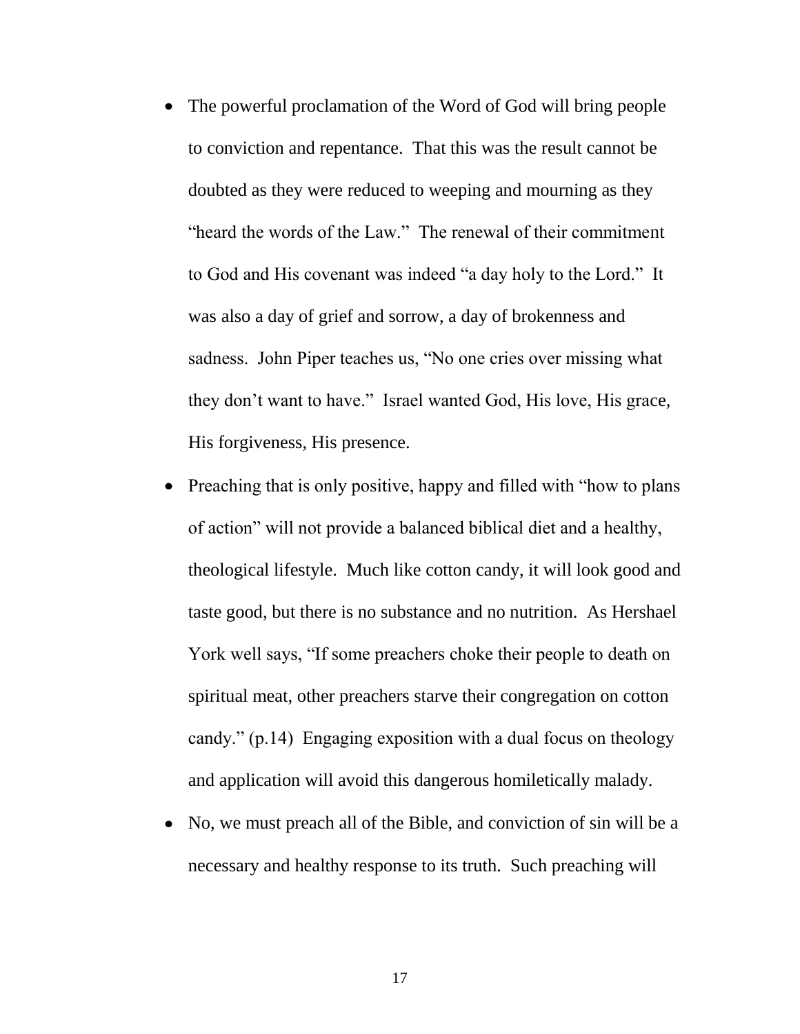- The powerful proclamation of the Word of God will bring people to conviction and repentance. That this was the result cannot be doubted as they were reduced to weeping and mourning as they "heard the words of the Law." The renewal of their commitment to God and His covenant was indeed "a day holy to the Lord." It was also a day of grief and sorrow, a day of brokenness and sadness. John Piper teaches us, "No one cries over missing what they don't want to have." Israel wanted God, His love, His grace, His forgiveness, His presence.
- Preaching that is only positive, happy and filled with "how to plans of action" will not provide a balanced biblical diet and a healthy, theological lifestyle. Much like cotton candy, it will look good and taste good, but there is no substance and no nutrition. As Hershael York well says, "If some preachers choke their people to death on spiritual meat, other preachers starve their congregation on cotton candy." (p.14) Engaging exposition with a dual focus on theology and application will avoid this dangerous homiletically malady.
- No, we must preach all of the Bible, and conviction of sin will be a necessary and healthy response to its truth. Such preaching will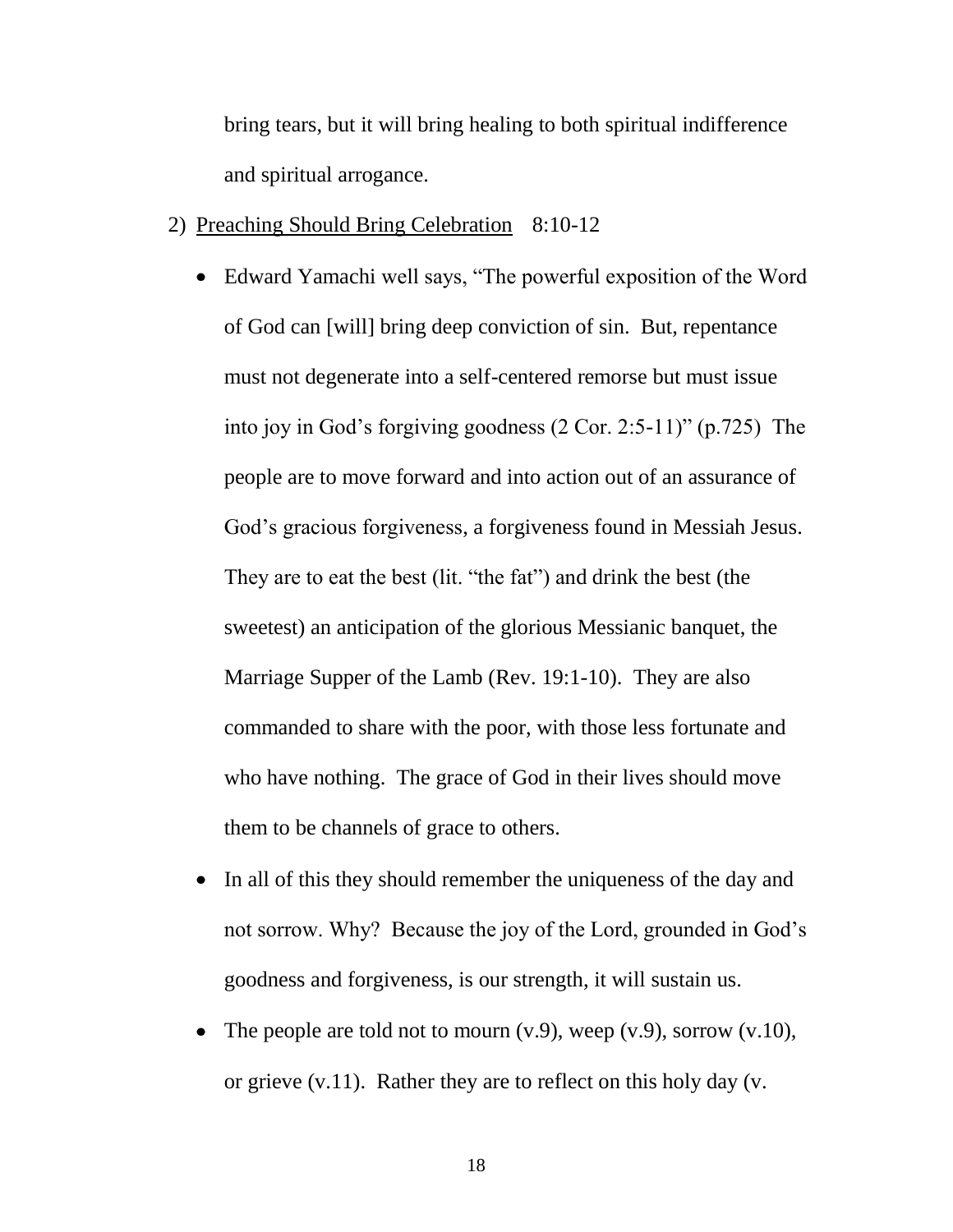bring tears, but it will bring healing to both spiritual indifference and spiritual arrogance.

2) <u>Preaching Should Bring Celebration</u> 8:10-12

- Edward Yamachi well says, "The powerful exposition of the Word of God can [will] bring deep conviction of sin. But, repentance must not degenerate into a self-centered remorse but must issue into joy in God's forgiving goodness (2 Cor. 2:5-11)" (p.725) The people are to move forward and into action out of an assurance of God's gracious forgiveness, a forgiveness found in Messiah Jesus. They are to eat the best (lit. "the fat") and drink the best (the sweetest) an anticipation of the glorious Messianic banquet, the Marriage Supper of the Lamb (Rev. 19:1-10). They are also commanded to share with the poor, with those less fortunate and who have nothing. The grace of God in their lives should move them to be channels of grace to others.
- In all of this they should remember the uniqueness of the day and not sorrow. Why? Because the joy of the Lord, grounded in God's goodness and forgiveness, is our strength, it will sustain us.
- The people are told not to mourn (v.9), weep (v.9), sorrow (v.10), or grieve (v.11). Rather they are to reflect on this holy day (v.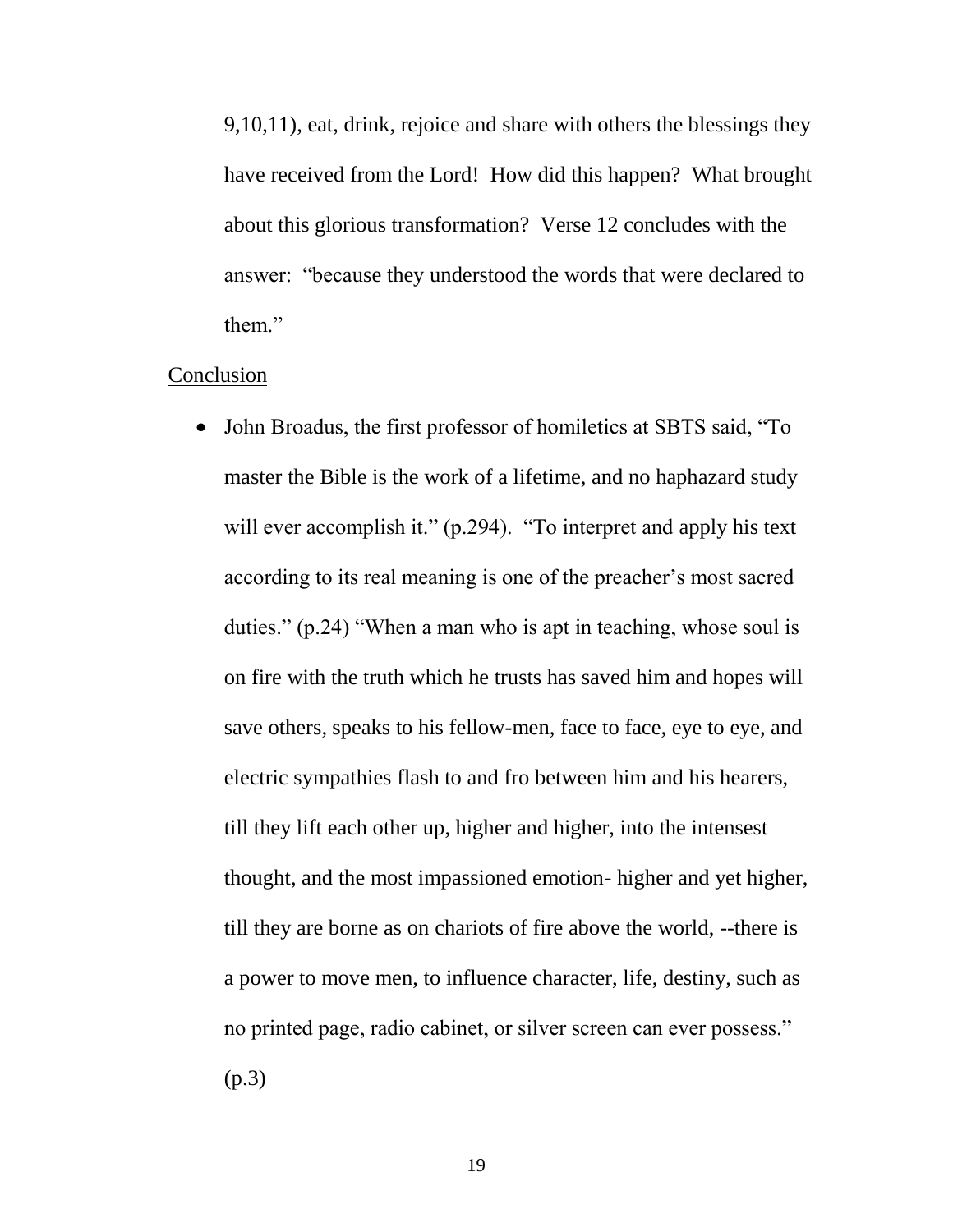9,10,11), eat, drink, rejoice and share with others the blessings they have received from the Lord! How did this happen? What brought about this glorious transformation? Verse 12 concludes with the answer: "because they understood the words that were declared to them."

<u>Conclusion</u>

- John Broadus, the first professor of homiletics at SBTS said, "To master the Bible is the work of a lifetime, and no haphazard study will ever accomplish it." (p.294). "To interpret and apply his text according to its real meaning is one of the preacher's most sacred duties." (p.24) "When a man who is apt in teaching, whose soul is on fire with the truth which he trusts has saved him and hopes will save others, speaks to his fellow-men, face to face, eye to eye, and electric sympathies flash to and fro between him and his hearers, till they lift each other up, higher and higher, into the intensest thought, and the most impassioned emotion- higher and yet higher, till they are borne as on chariots of fire above the world, --there is a power to move men, to influence character, life, destiny, such as no printed page, radio cabinet, or silver screen can ever possess." (p.3)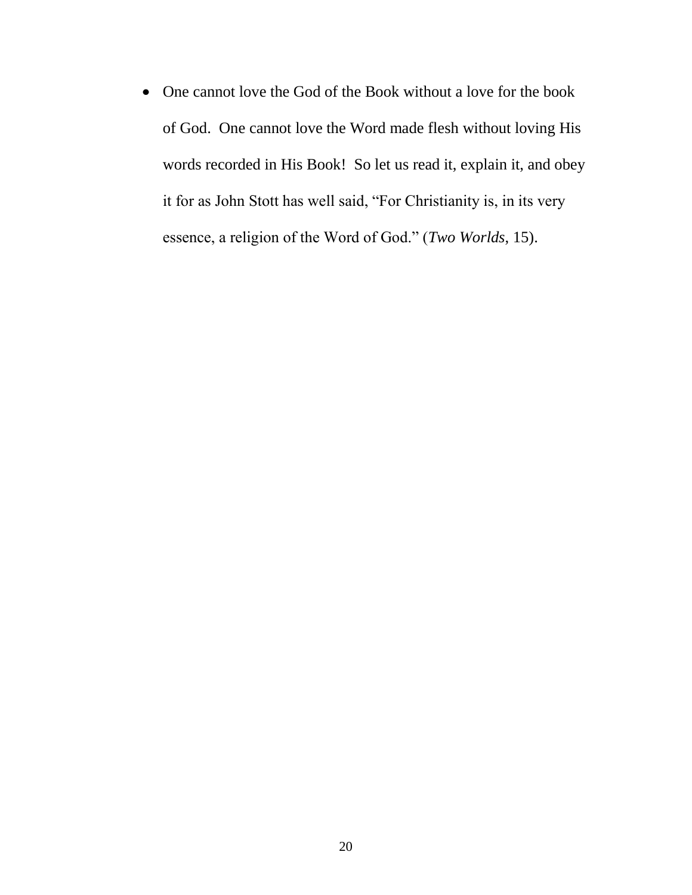- One cannot love the God of the Book without a love for the book of God. One cannot love the Word made flesh without loving His words recorded in His Book! So let us read it, explain it, and obey it for as John Stott has well said, "For Christianity is, in its very essence, a religion of the Word of God." (*Two Worlds*, 15).